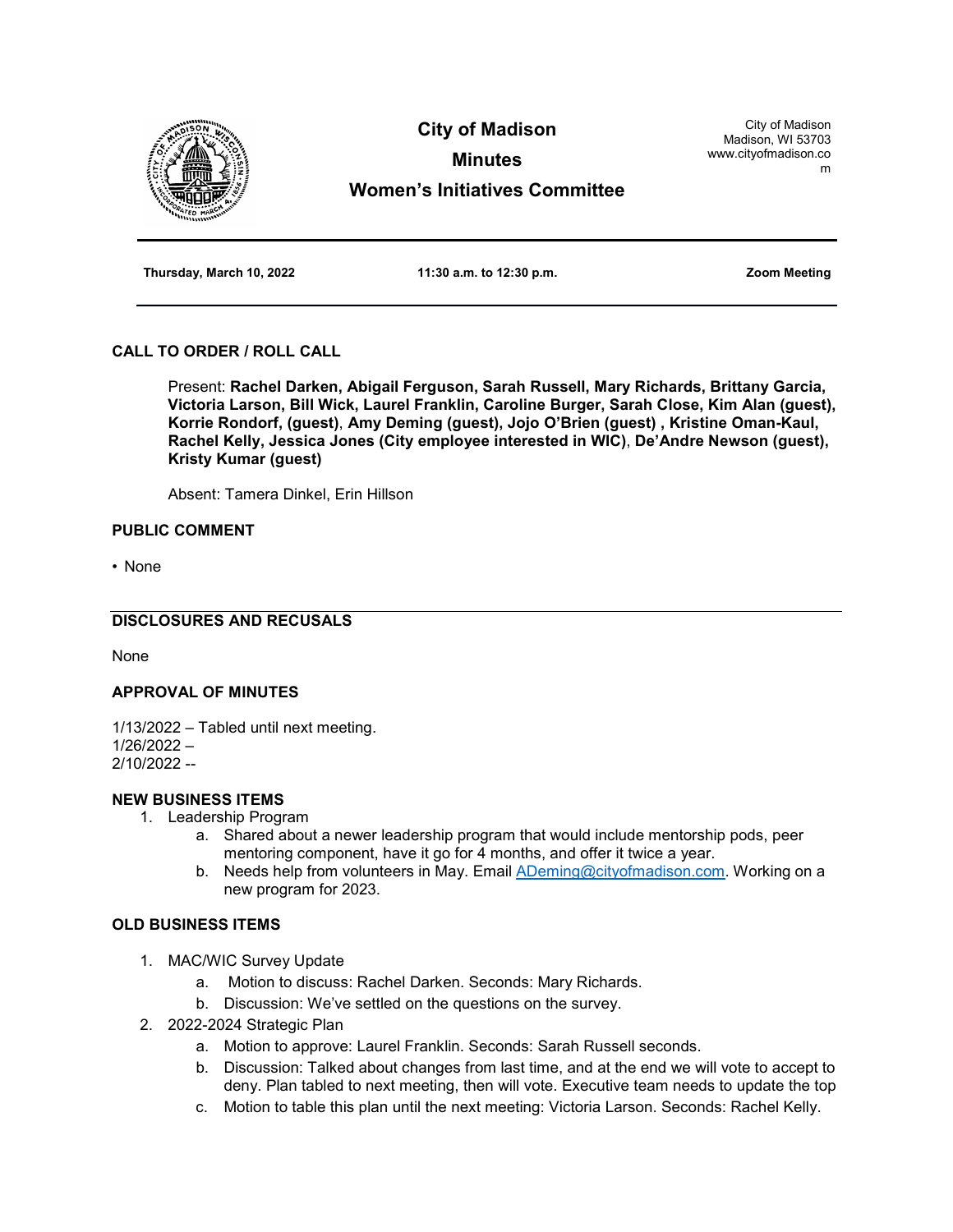# City of Madison

## Minutes

## Women's Initiatives Committee

City of Madison
Madison, WI 53703
www.cityofmadison.com

**Thursday, March 10, 2022** | **11:30 a.m. to 12:30 p.m.** | **Zoom Meeting**

---

### CALL TO ORDER / ROLL CALL

Present: **Rachel Darken, Abigail Ferguson, Sarah Russell, Mary Richards, Brittany Garcia, Victoria Larson, Bill Wick, Laurel Franklin, Caroline Burger, Sarah Close, Kim Alan (guest), Korrie Rondorf, (guest)**, **Amy Deming (guest)**, **Jojo O'Brien (guest)** , **Kristine Oman-Kaul, Rachel Kelly, Jessica Jones (City employee interested in WIC)**, **De'Andre Newson (guest), Kristy Kumar (guest)**

Absent: Tamera Dinkel, Erin Hillson

### PUBLIC COMMENT

- None

---

### DISCLOSURES AND RECUSALS

None

### APPROVAL OF MINUTES

1/13/2022 – Tabled until next meeting.
1/26/2022 –
2/10/2022 --

### NEW BUSINESS ITEMS

1. Leadership Program
   a. Shared about a newer leadership program that would include mentorship pods, peer mentoring component, have it go for 4 months, and offer it twice a year.
   b. Needs help from volunteers in May. Email ADeming@cityofmadison.com. Working on a new program for 2023.

### OLD BUSINESS ITEMS

1. MAC/WIC Survey Update
   a. Motion to discuss: Rachel Darken. Seconds: Mary Richards.
   b. Discussion: We've settled on the questions on the survey.
2. 2022-2024 Strategic Plan
   a. Motion to approve: Laurel Franklin. Seconds: Sarah Russell seconds.
   b. Discussion: Talked about changes from last time, and at the end we will vote to accept to deny. Plan tabled to next meeting, then will vote. Executive team needs to update the top
   c. Motion to table this plan until the next meeting: Victoria Larson. Seconds: Rachel Kelly.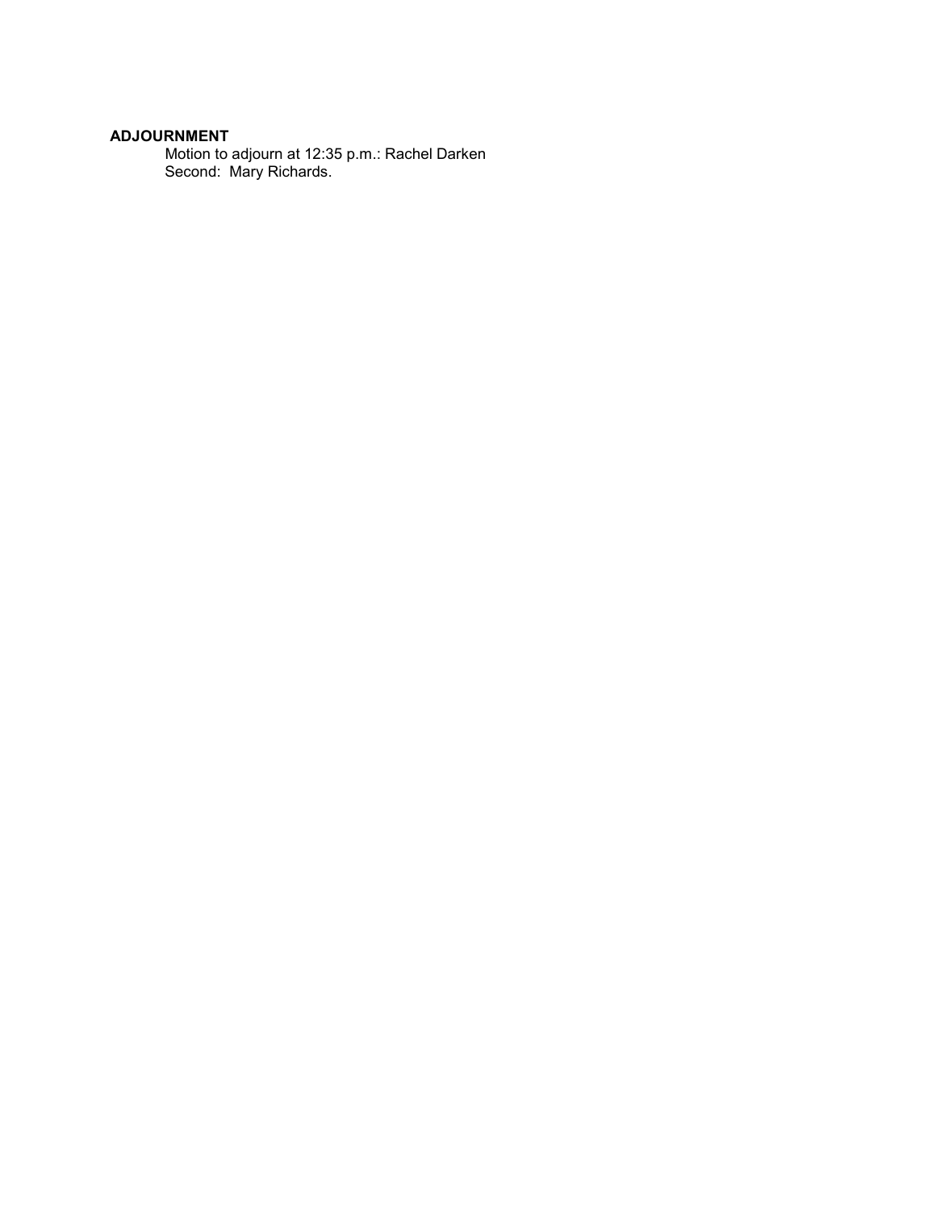**ADJOURNMENT**

Motion to adjourn at 12:35 p.m.: Rachel Darken
Second: Mary Richards.